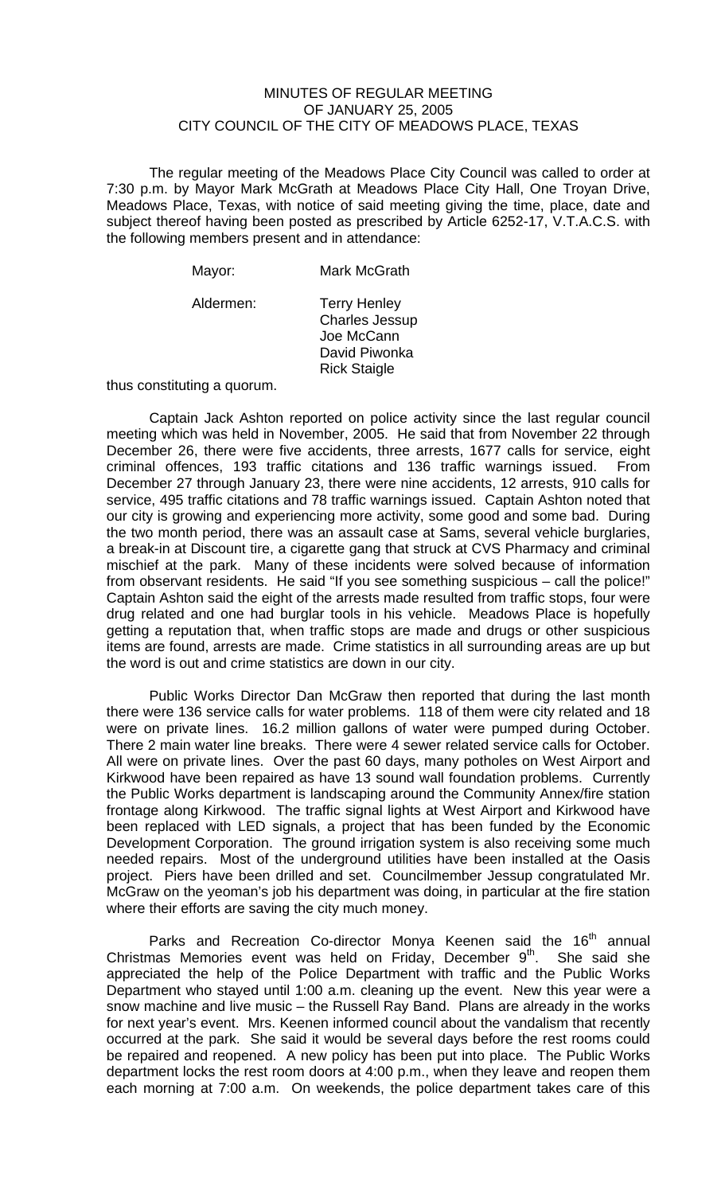# MINUTES OF REGULAR MEETING OF JANUARY 25, 2005 CITY COUNCIL OF THE CITY OF MEADOWS PLACE, TEXAS

The regular meeting of the Meadows Place City Council was called to order at 7:30 p.m. by Mayor Mark McGrath at Meadows Place City Hall, One Troyan Drive, Meadows Place, Texas, with notice of said meeting giving the time, place, date and subject thereof having been posted as prescribed by Article 6252-17, V.T.A.C.S. with the following members present and in attendance:

| | |
|---|---|
| Mayor: | Mark McGrath |
| Aldermen: | Terry Henley |
| | Charles Jessup |
| | Joe McCann |
| | David Piwonka |
| | Rick Staigle |

thus constituting a quorum.

Captain Jack Ashton reported on police activity since the last regular council meeting which was held in November, 2005. He said that from November 22 through December 26, there were five accidents, three arrests, 1677 calls for service, eight criminal offences, 193 traffic citations and 136 traffic warnings issued. From December 27 through January 23, there were nine accidents, 12 arrests, 910 calls for service, 495 traffic citations and 78 traffic warnings issued. Captain Ashton noted that our city is growing and experiencing more activity, some good and some bad. During the two month period, there was an assault case at Sams, several vehicle burglaries, a break-in at Discount tire, a cigarette gang that struck at CVS Pharmacy and criminal mischief at the park. Many of these incidents were solved because of information from observant residents. He said "If you see something suspicious – call the police!" Captain Ashton said the eight of the arrests made resulted from traffic stops, four were drug related and one had burglar tools in his vehicle. Meadows Place is hopefully getting a reputation that, when traffic stops are made and drugs or other suspicious items are found, arrests are made. Crime statistics in all surrounding areas are up but the word is out and crime statistics are down in our city.

Public Works Director Dan McGraw then reported that during the last month there were 136 service calls for water problems. 118 of them were city related and 18 were on private lines. 16.2 million gallons of water were pumped during October. There 2 main water line breaks. There were 4 sewer related service calls for October. All were on private lines. Over the past 60 days, many potholes on West Airport and Kirkwood have been repaired as have 13 sound wall foundation problems. Currently the Public Works department is landscaping around the Community Annex/fire station frontage along Kirkwood. The traffic signal lights at West Airport and Kirkwood have been replaced with LED signals, a project that has been funded by the Economic Development Corporation. The ground irrigation system is also receiving some much needed repairs. Most of the underground utilities have been installed at the Oasis project. Piers have been drilled and set. Councilmember Jessup congratulated Mr. McGraw on the yeoman's job his department was doing, in particular at the fire station where their efforts are saving the city much money.

Parks and Recreation Co-director Monya Keenen said the 16th annual Christmas Memories event was held on Friday, December 9th. She said she appreciated the help of the Police Department with traffic and the Public Works Department who stayed until 1:00 a.m. cleaning up the event. New this year were a snow machine and live music – the Russell Ray Band. Plans are already in the works for next year's event. Mrs. Keenen informed council about the vandalism that recently occurred at the park. She said it would be several days before the rest rooms could be repaired and reopened. A new policy has been put into place. The Public Works department locks the rest room doors at 4:00 p.m., when they leave and reopen them each morning at 7:00 a.m. On weekends, the police department takes care of this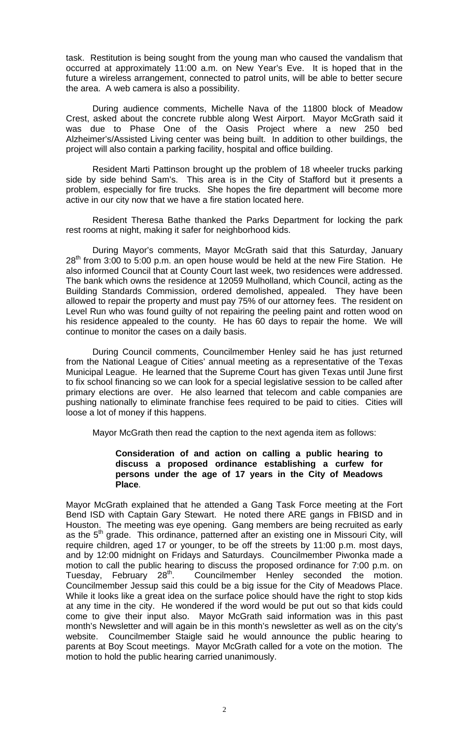task. Restitution is being sought from the young man who caused the vandalism that occurred at approximately 11:00 a.m. on New Year's Eve. It is hoped that in the future a wireless arrangement, connected to patrol units, will be able to better secure the area. A web camera is also a possibility.

During audience comments, Michelle Nava of the 11800 block of Meadow Crest, asked about the concrete rubble along West Airport. Mayor McGrath said it was due to Phase One of the Oasis Project where a new 250 bed Alzheimer's/Assisted Living center was being built. In addition to other buildings, the project will also contain a parking facility, hospital and office building.

Resident Marti Pattinson brought up the problem of 18 wheeler trucks parking side by side behind Sam's. This area is in the City of Stafford but it presents a problem, especially for fire trucks. She hopes the fire department will become more active in our city now that we have a fire station located here.

Resident Theresa Bathe thanked the Parks Department for locking the park rest rooms at night, making it safer for neighborhood kids.

During Mayor's comments, Mayor McGrath said that this Saturday, January 28th from 3:00 to 5:00 p.m. an open house would be held at the new Fire Station. He also informed Council that at County Court last week, two residences were addressed. The bank which owns the residence at 12059 Mulholland, which Council, acting as the Building Standards Commission, ordered demolished, appealed. They have been allowed to repair the property and must pay 75% of our attorney fees. The resident on Level Run who was found guilty of not repairing the peeling paint and rotten wood on his residence appealed to the county. He has 60 days to repair the home. We will continue to monitor the cases on a daily basis.

During Council comments, Councilmember Henley said he has just returned from the National League of Cities' annual meeting as a representative of the Texas Municipal League. He learned that the Supreme Court has given Texas until June first to fix school financing so we can look for a special legislative session to be called after primary elections are over. He also learned that telecom and cable companies are pushing nationally to eliminate franchise fees required to be paid to cities. Cities will loose a lot of money if this happens.

Mayor McGrath then read the caption to the next agenda item as follows:

> **Consideration of and action on calling a public hearing to discuss a proposed ordinance establishing a curfew for persons under the age of 17 years in the City of Meadows Place**.

Mayor McGrath explained that he attended a Gang Task Force meeting at the Fort Bend ISD with Captain Gary Stewart. He noted there ARE gangs in FBISD and in Houston. The meeting was eye opening. Gang members are being recruited as early as the 5th grade. This ordinance, patterned after an existing one in Missouri City, will require children, aged 17 or younger, to be off the streets by 11:00 p.m. most days, and by 12:00 midnight on Fridays and Saturdays. Councilmember Piwonka made a motion to call the public hearing to discuss the proposed ordinance for 7:00 p.m. on Tuesday, February 28th. Councilmember Henley seconded the motion. Councilmember Jessup said this could be a big issue for the City of Meadows Place. While it looks like a great idea on the surface police should have the right to stop kids at any time in the city. He wondered if the word would be put out so that kids could come to give their input also. Mayor McGrath said information was in this past month's Newsletter and will again be in this month's newsletter as well as on the city's website. Councilmember Staigle said he would announce the public hearing to parents at Boy Scout meetings. Mayor McGrath called for a vote on the motion. The motion to hold the public hearing carried unanimously.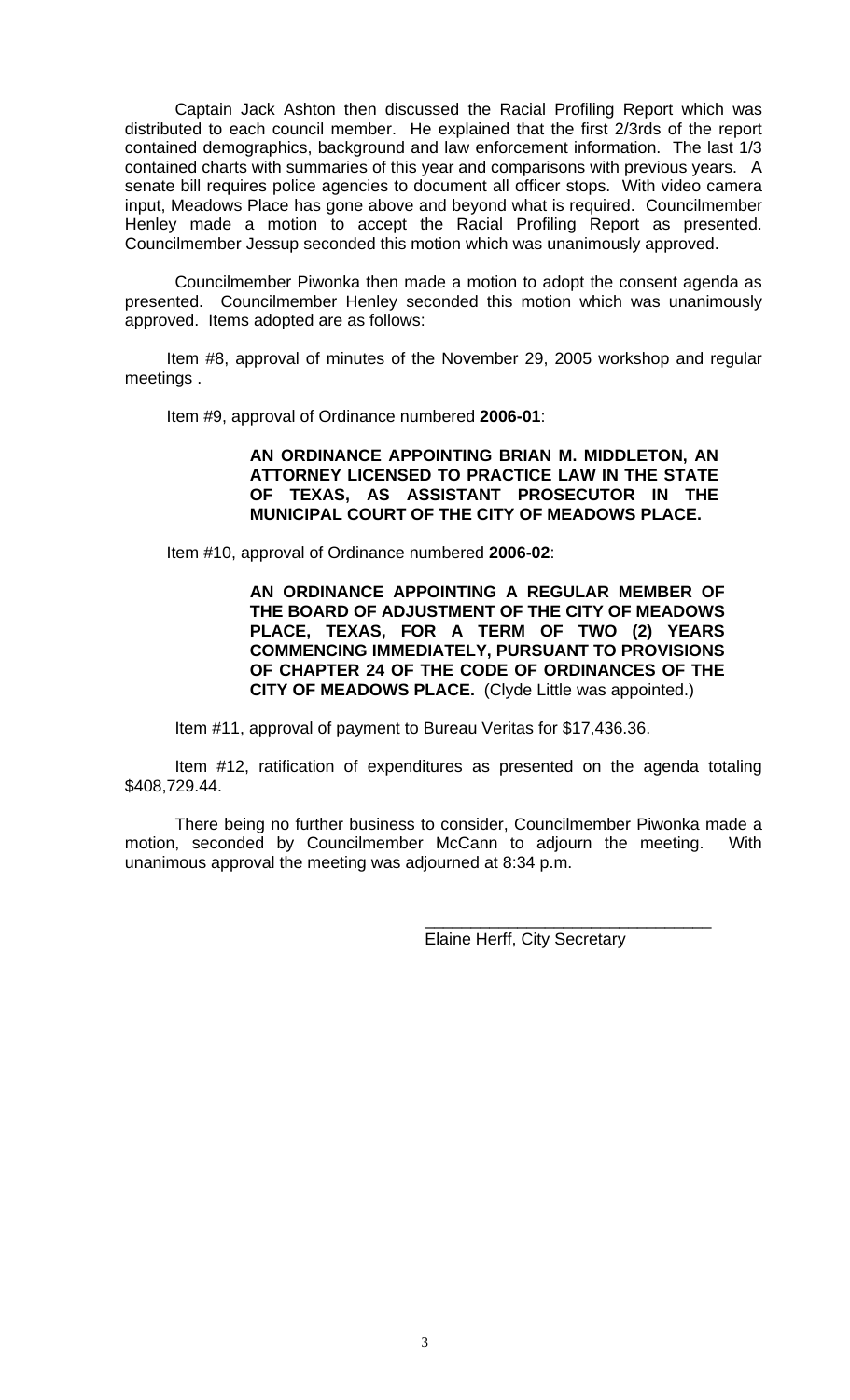Captain Jack Ashton then discussed the Racial Profiling Report which was distributed to each council member. He explained that the first 2/3rds of the report contained demographics, background and law enforcement information. The last 1/3 contained charts with summaries of this year and comparisons with previous years. A senate bill requires police agencies to document all officer stops. With video camera input, Meadows Place has gone above and beyond what is required. Councilmember Henley made a motion to accept the Racial Profiling Report as presented. Councilmember Jessup seconded this motion which was unanimously approved.

Councilmember Piwonka then made a motion to adopt the consent agenda as presented. Councilmember Henley seconded this motion which was unanimously approved. Items adopted are as follows:

Item #8, approval of minutes of the November 29, 2005 workshop and regular meetings .

Item #9, approval of Ordinance numbered **2006-01**:

> **AN ORDINANCE APPOINTING BRIAN M. MIDDLETON, AN ATTORNEY LICENSED TO PRACTICE LAW IN THE STATE OF TEXAS, AS ASSISTANT PROSECUTOR IN THE MUNICIPAL COURT OF THE CITY OF MEADOWS PLACE.**

Item #10, approval of Ordinance numbered **2006-02**:

> **AN ORDINANCE APPOINTING A REGULAR MEMBER OF THE BOARD OF ADJUSTMENT OF THE CITY OF MEADOWS PLACE, TEXAS, FOR A TERM OF TWO (2) YEARS COMMENCING IMMEDIATELY, PURSUANT TO PROVISIONS OF CHAPTER 24 OF THE CODE OF ORDINANCES OF THE CITY OF MEADOWS PLACE.** (Clyde Little was appointed.)

Item #11, approval of payment to Bureau Veritas for $17,436.36.

Item #12, ratification of expenditures as presented on the agenda totaling $408,729.44.

There being no further business to consider, Councilmember Piwonka made a motion, seconded by Councilmember McCann to adjourn the meeting. With unanimous approval the meeting was adjourned at 8:34 p.m.

\_\_\_\_\_\_\_\_\_\_\_\_\_\_\_\_\_\_\_\_\_\_\_\_\_\_\_\_\_\_\_\_

Elaine Herff, City Secretary